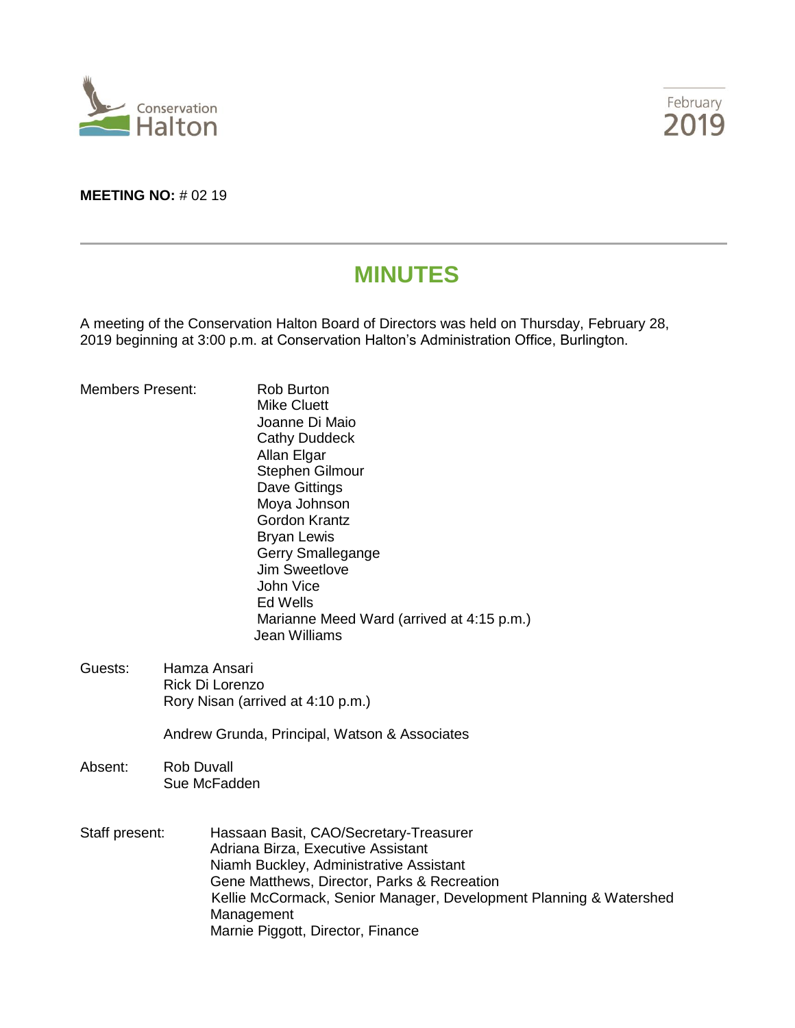Conservation Halton

February 2019

**MEETING NO:** # 02 19

# MINUTES

A meeting of the Conservation Halton Board of Directors was held on Thursday, February 28, 2019 beginning at 3:00 p.m. at Conservation Halton's Administration Office, Burlington.

Members Present:
- Rob Burton
- Mike Cluett
- Joanne Di Maio
- Cathy Duddeck
- Allan Elgar
- Stephen Gilmour
- Dave Gittings
- Moya Johnson
- Gordon Krantz
- Bryan Lewis
- Gerry Smallegange
- Jim Sweetlove
- John Vice
- Ed Wells
- Marianne Meed Ward (arrived at 4:15 p.m.)
- Jean Williams

Guests:
- Hamza Ansari
- Rick Di Lorenzo
- Rory Nisan (arrived at 4:10 p.m.)

Andrew Grunda, Principal, Watson & Associates

Absent:
- Rob Duvall
- Sue McFadden

Staff present:
- Hassaan Basit, CAO/Secretary-Treasurer
- Adriana Birza, Executive Assistant
- Niamh Buckley, Administrative Assistant
- Gene Matthews, Director, Parks & Recreation
- Kellie McCormack, Senior Manager, Development Planning & Watershed Management
- Marnie Piggott, Director, Finance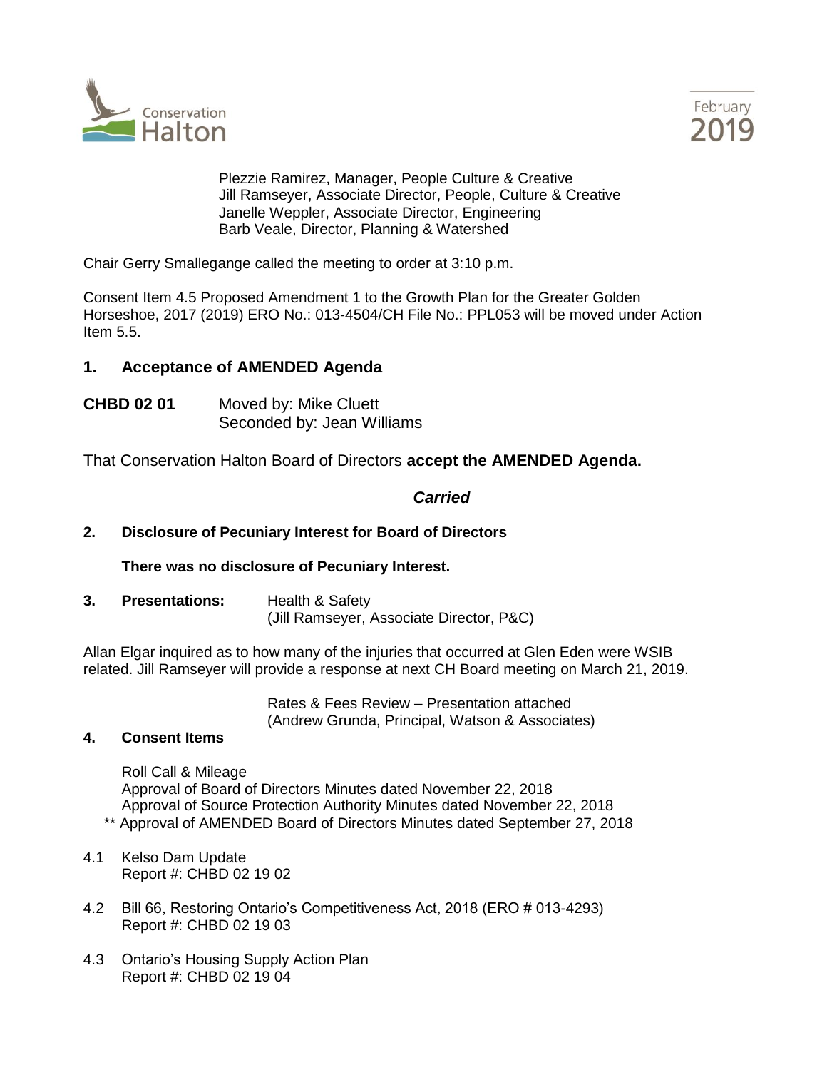Plezzie Ramirez, Manager, People Culture & Creative
Jill Ramseyer, Associate Director, People, Culture & Creative
Janelle Weppler, Associate Director, Engineering
Barb Veale, Director, Planning & Watershed

Chair Gerry Smallegange called the meeting to order at 3:10 p.m.

Consent Item 4.5 Proposed Amendment 1 to the Growth Plan for the Greater Golden Horseshoe, 2017 (2019) ERO No.: 013-4504/CH File No.: PPL053 will be moved under Action Item 5.5.

## 1. Acceptance of AMENDED Agenda

**CHBD 02 01** Moved by: Mike Cluett
Seconded by: Jean Williams

That Conservation Halton Board of Directors **accept the AMENDED Agenda.**

***Carried***

## 2. Disclosure of Pecuniary Interest for Board of Directors

**There was no disclosure of Pecuniary Interest.**

## 3. Presentations:

Health & Safety
(Jill Ramseyer, Associate Director, P&C)

Allan Elgar inquired as to how many of the injuries that occurred at Glen Eden were WSIB related. Jill Ramseyer will provide a response at next CH Board meeting on March 21, 2019.

Rates & Fees Review – Presentation attached
(Andrew Grunda, Principal, Watson & Associates)

## 4. Consent Items

Roll Call & Mileage
Approval of Board of Directors Minutes dated November 22, 2018
Approval of Source Protection Authority Minutes dated November 22, 2018
** Approval of AMENDED Board of Directors Minutes dated September 27, 2018

4.1 Kelso Dam Update
Report #: CHBD 02 19 02

4.2 Bill 66, Restoring Ontario's Competitiveness Act, 2018 (ERO # 013-4293)
Report #: CHBD 02 19 03

4.3 Ontario's Housing Supply Action Plan
Report #: CHBD 02 19 04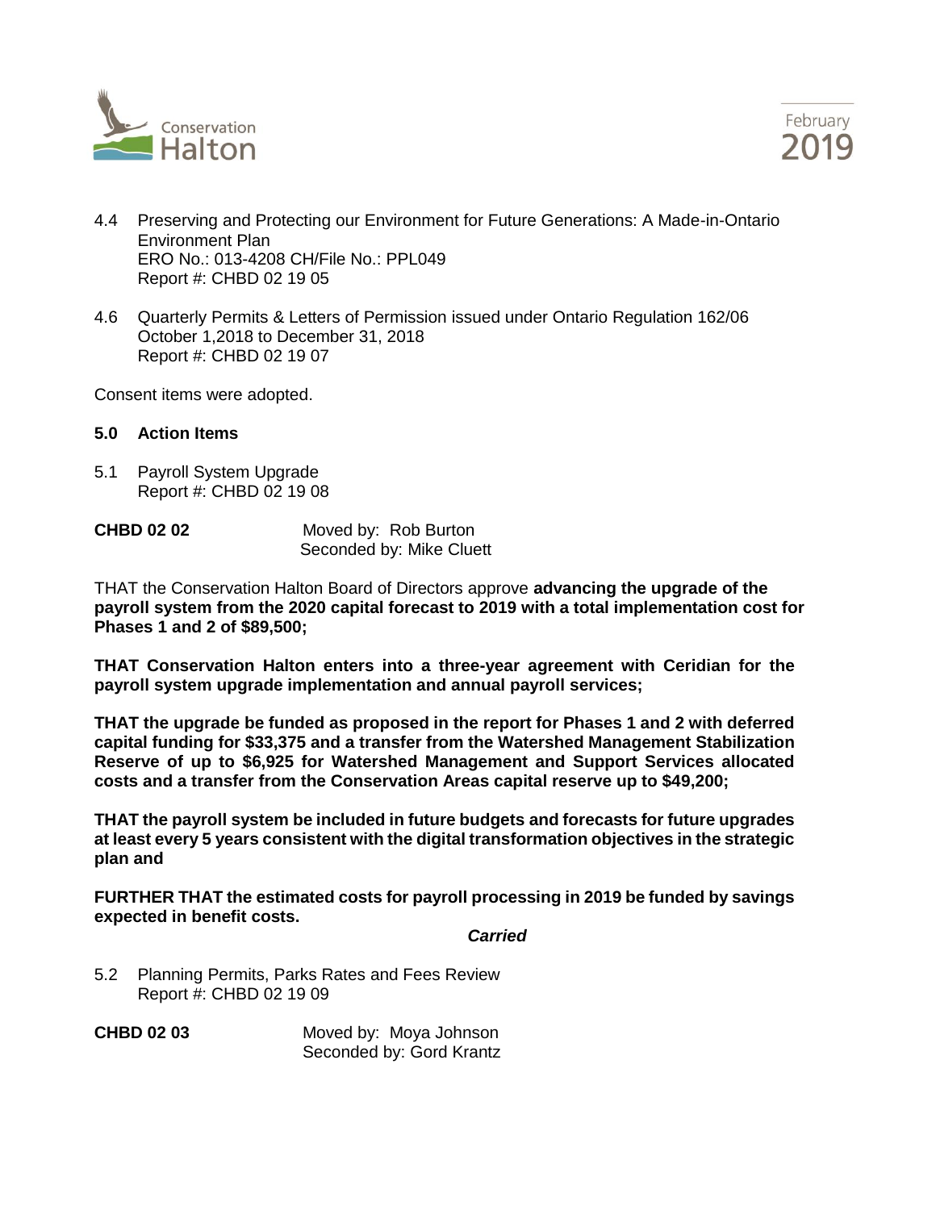4.4 Preserving and Protecting our Environment for Future Generations: A Made-in-Ontario Environment Plan
ERO No.: 013-4208 CH/File No.: PPL049
Report #: CHBD 02 19 05

4.6 Quarterly Permits & Letters of Permission issued under Ontario Regulation 162/06
October 1,2018 to December 31, 2018
Report #: CHBD 02 19 07

Consent items were adopted.

**5.0 Action Items**

5.1 Payroll System Upgrade
Report #: CHBD 02 19 08

**CHBD 02 02** Moved by: Rob Burton
Seconded by: Mike Cluett

THAT the Conservation Halton Board of Directors approve **advancing the upgrade of the payroll system from the 2020 capital forecast to 2019 with a total implementation cost for Phases 1 and 2 of $89,500;**

**THAT Conservation Halton enters into a three-year agreement with Ceridian for the payroll system upgrade implementation and annual payroll services;**

**THAT the upgrade be funded as proposed in the report for Phases 1 and 2 with deferred capital funding for $33,375 and a transfer from the Watershed Management Stabilization Reserve of up to $6,925 for Watershed Management and Support Services allocated costs and a transfer from the Conservation Areas capital reserve up to $49,200;**

**THAT the payroll system be included in future budgets and forecasts for future upgrades at least every 5 years consistent with the digital transformation objectives in the strategic plan and**

**FURTHER THAT the estimated costs for payroll processing in 2019 be funded by savings expected in benefit costs.**

***Carried***

5.2 Planning Permits, Parks Rates and Fees Review
Report #: CHBD 02 19 09

**CHBD 02 03** Moved by: Moya Johnson
Seconded by: Gord Krantz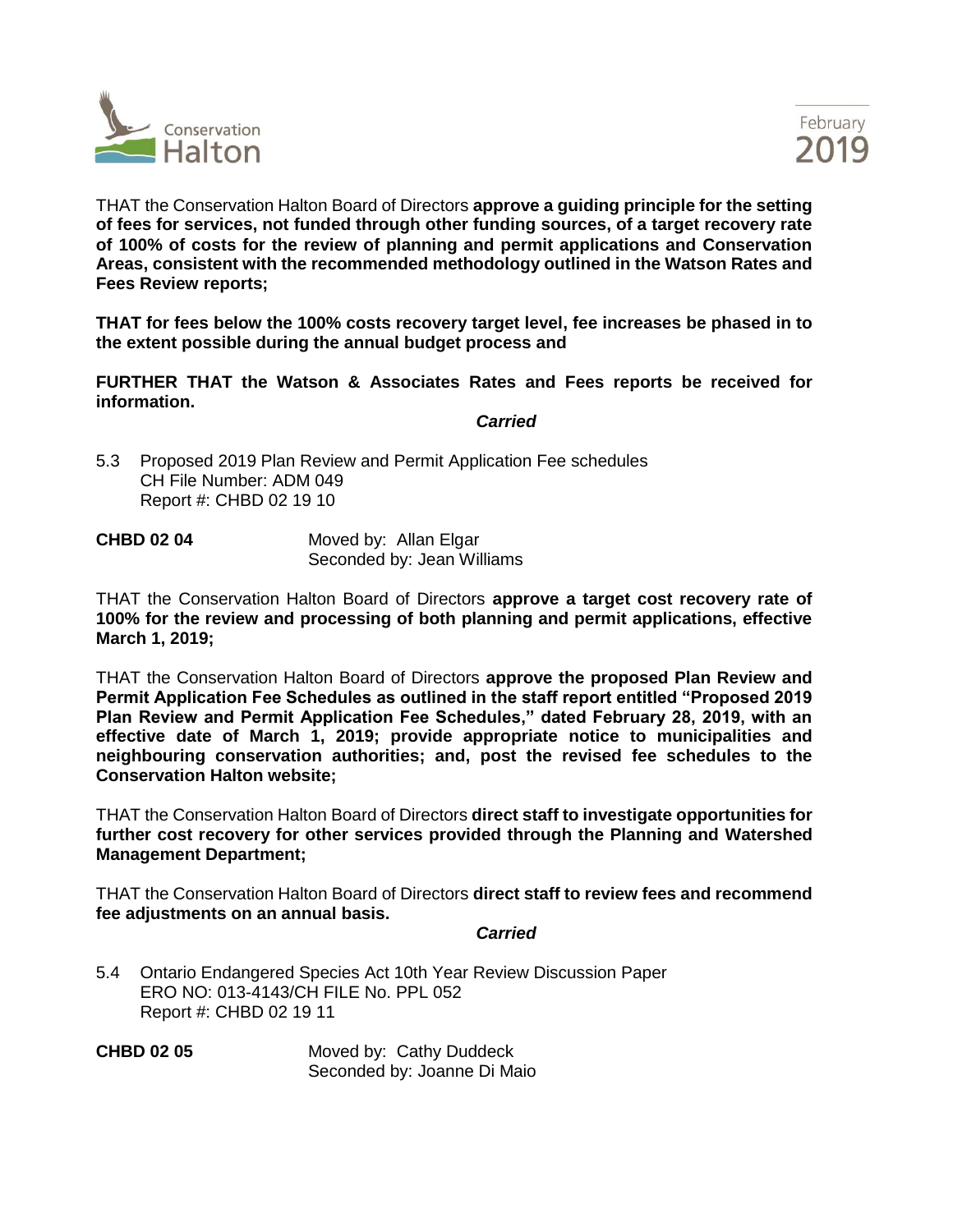THAT the Conservation Halton Board of Directors **approve a guiding principle for the setting of fees for services, not funded through other funding sources, of a target recovery rate of 100% of costs for the review of planning and permit applications and Conservation Areas, consistent with the recommended methodology outlined in the Watson Rates and Fees Review reports;**

**THAT for fees below the 100% costs recovery target level, fee increases be phased in to the extent possible during the annual budget process and**

**FURTHER THAT the Watson & Associates Rates and Fees reports be received for information.**

***Carried***

5.3 Proposed 2019 Plan Review and Permit Application Fee schedules
CH File Number: ADM 049
Report #: CHBD 02 19 10

**CHBD 02 04** Moved by: Allan Elgar
Seconded by: Jean Williams

THAT the Conservation Halton Board of Directors **approve a target cost recovery rate of 100% for the review and processing of both planning and permit applications, effective March 1, 2019;**

THAT the Conservation Halton Board of Directors **approve the proposed Plan Review and Permit Application Fee Schedules as outlined in the staff report entitled "Proposed 2019 Plan Review and Permit Application Fee Schedules," dated February 28, 2019, with an effective date of March 1, 2019; provide appropriate notice to municipalities and neighbouring conservation authorities; and, post the revised fee schedules to the Conservation Halton website;**

THAT the Conservation Halton Board of Directors **direct staff to investigate opportunities for further cost recovery for other services provided through the Planning and Watershed Management Department;**

THAT the Conservation Halton Board of Directors **direct staff to review fees and recommend fee adjustments on an annual basis.**

***Carried***

5.4 Ontario Endangered Species Act 10th Year Review Discussion Paper
ERO NO: 013-4143/CH FILE No. PPL 052
Report #: CHBD 02 19 11

**CHBD 02 05** Moved by: Cathy Duddeck
Seconded by: Joanne Di Maio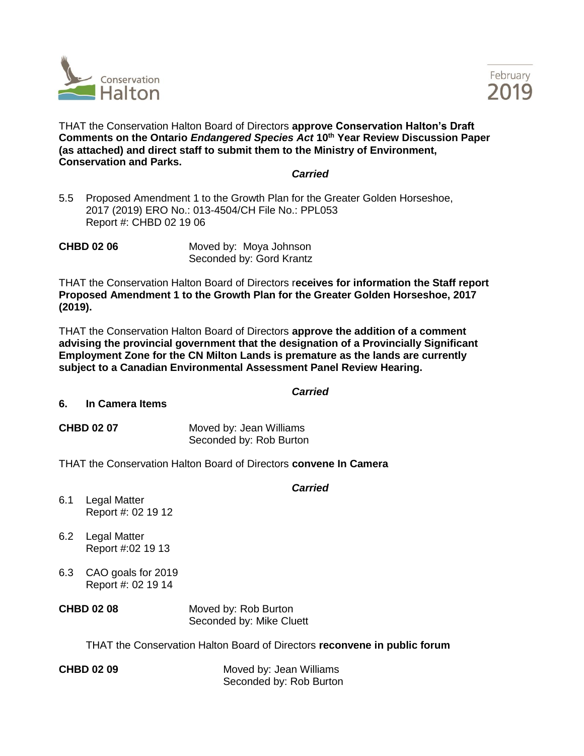THAT the Conservation Halton Board of Directors **approve Conservation Halton's Draft Comments on the Ontario *Endangered Species Act* 10th Year Review Discussion Paper (as attached) and direct staff to submit them to the Ministry of Environment, Conservation and Parks.**

***Carried***

5.5 Proposed Amendment 1 to the Growth Plan for the Greater Golden Horseshoe, 2017 (2019) ERO No.: 013-4504/CH File No.: PPL053
Report #: CHBD 02 19 06

**CHBD 02 06** Moved by: Moya Johnson
Seconded by: Gord Krantz

THAT the Conservation Halton Board of Directors r**eceives for information the Staff report Proposed Amendment 1 to the Growth Plan for the Greater Golden Horseshoe, 2017 (2019).**

THAT the Conservation Halton Board of Directors **approve the addition of a comment advising the provincial government that the designation of a Provincially Significant Employment Zone for the CN Milton Lands is premature as the lands are currently subject to a Canadian Environmental Assessment Panel Review Hearing.**

***Carried***

**6. In Camera Items**

**CHBD 02 07** Moved by: Jean Williams
Seconded by: Rob Burton

THAT the Conservation Halton Board of Directors **convene In Camera**

***Carried***

6.1 Legal Matter
Report #: 02 19 12

6.2 Legal Matter
Report #:02 19 13

6.3 CAO goals for 2019
Report #: 02 19 14

**CHBD 02 08** Moved by: Rob Burton
Seconded by: Mike Cluett

THAT the Conservation Halton Board of Directors **reconvene in public forum**

**CHBD 02 09** Moved by: Jean Williams
Seconded by: Rob Burton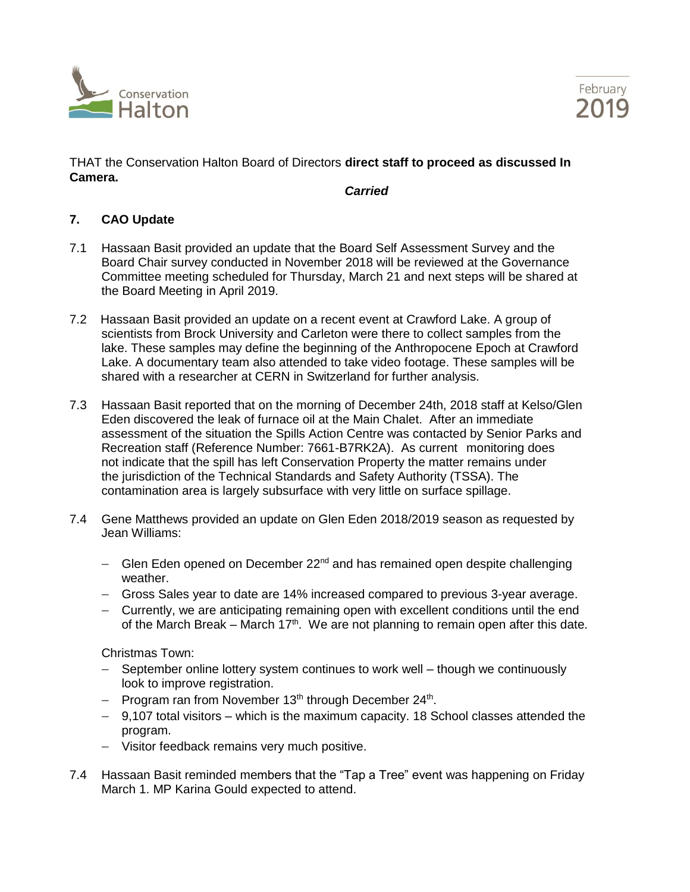THAT the Conservation Halton Board of Directors **direct staff to proceed as discussed In Camera.**

***Carried***

## 7. CAO Update

7.1 Hassaan Basit provided an update that the Board Self Assessment Survey and the Board Chair survey conducted in November 2018 will be reviewed at the Governance Committee meeting scheduled for Thursday, March 21 and next steps will be shared at the Board Meeting in April 2019.

7.2 Hassaan Basit provided an update on a recent event at Crawford Lake. A group of scientists from Brock University and Carleton were there to collect samples from the lake. These samples may define the beginning of the Anthropocene Epoch at Crawford Lake. A documentary team also attended to take video footage. These samples will be shared with a researcher at CERN in Switzerland for further analysis.

7.3 Hassaan Basit reported that on the morning of December 24th, 2018 staff at Kelso/Glen Eden discovered the leak of furnace oil at the Main Chalet. After an immediate assessment of the situation the Spills Action Centre was contacted by Senior Parks and Recreation staff (Reference Number: 7661-B7RK2A). As current monitoring does not indicate that the spill has left Conservation Property the matter remains under the jurisdiction of the Technical Standards and Safety Authority (TSSA). The contamination area is largely subsurface with very little on surface spillage.

7.4 Gene Matthews provided an update on Glen Eden 2018/2019 season as requested by Jean Williams:

- Glen Eden opened on December 22nd and has remained open despite challenging weather.
- Gross Sales year to date are 14% increased compared to previous 3-year average.
- Currently, we are anticipating remaining open with excellent conditions until the end of the March Break – March 17th. We are not planning to remain open after this date.

Christmas Town:

- September online lottery system continues to work well – though we continuously look to improve registration.
- Program ran from November 13th through December 24th.
- 9,107 total visitors – which is the maximum capacity. 18 School classes attended the program.
- Visitor feedback remains very much positive.

7.4 Hassaan Basit reminded members that the "Tap a Tree" event was happening on Friday March 1. MP Karina Gould expected to attend.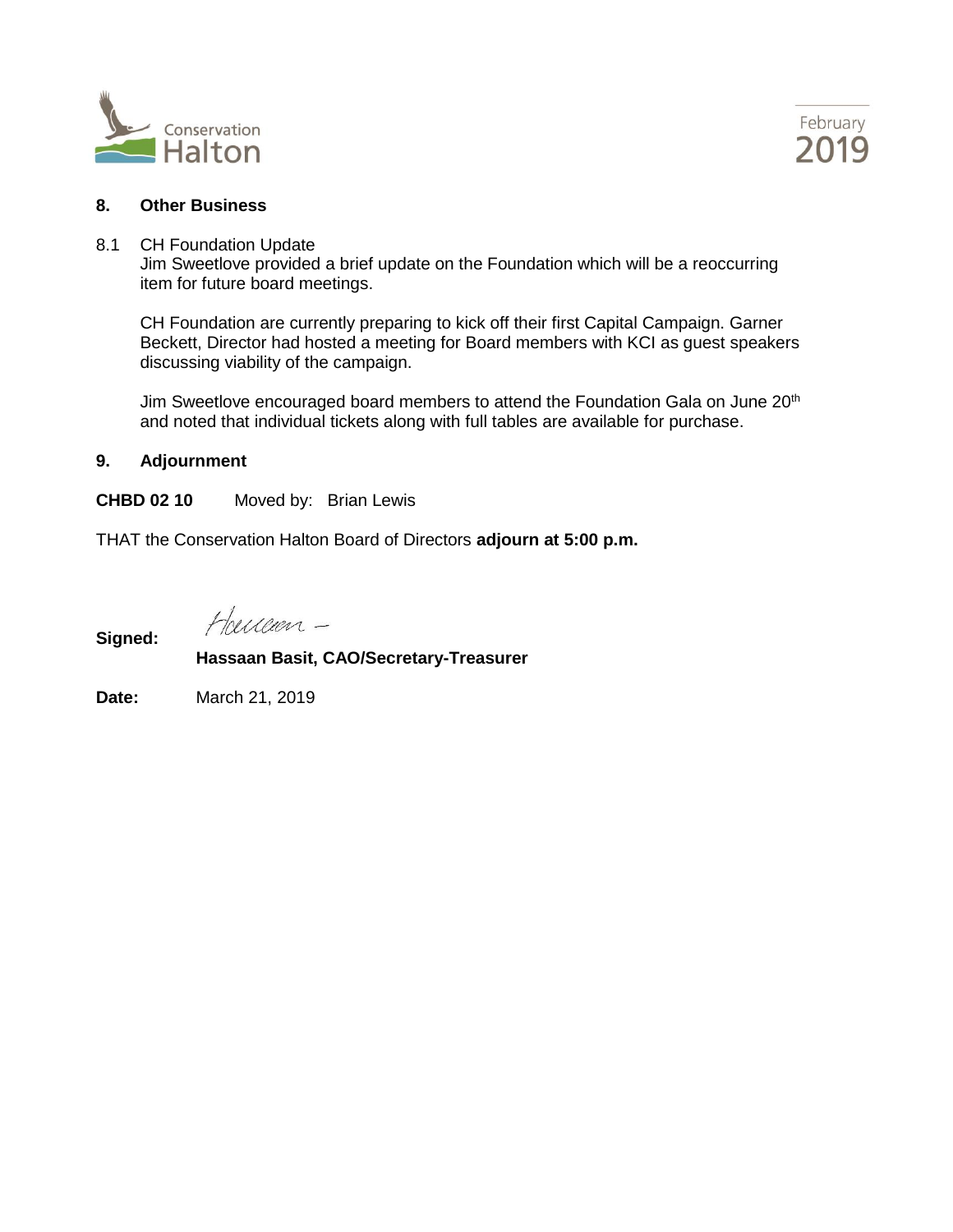## 8. Other Business

8.1 CH Foundation Update

Jim Sweetlove provided a brief update on the Foundation which will be a reoccurring item for future board meetings.

CH Foundation are currently preparing to kick off their first Capital Campaign. Garner Beckett, Director had hosted a meeting for Board members with KCI as guest speakers discussing viability of the campaign.

Jim Sweetlove encouraged board members to attend the Foundation Gala on June 20th and noted that individual tickets along with full tables are available for purchase.

## 9. Adjournment

**CHBD 02 10** Moved by: Brian Lewis

THAT the Conservation Halton Board of Directors **adjourn at 5:00 p.m.**

**Signed:**

**Hassaan Basit, CAO/Secretary-Treasurer**

**Date:** March 21, 2019